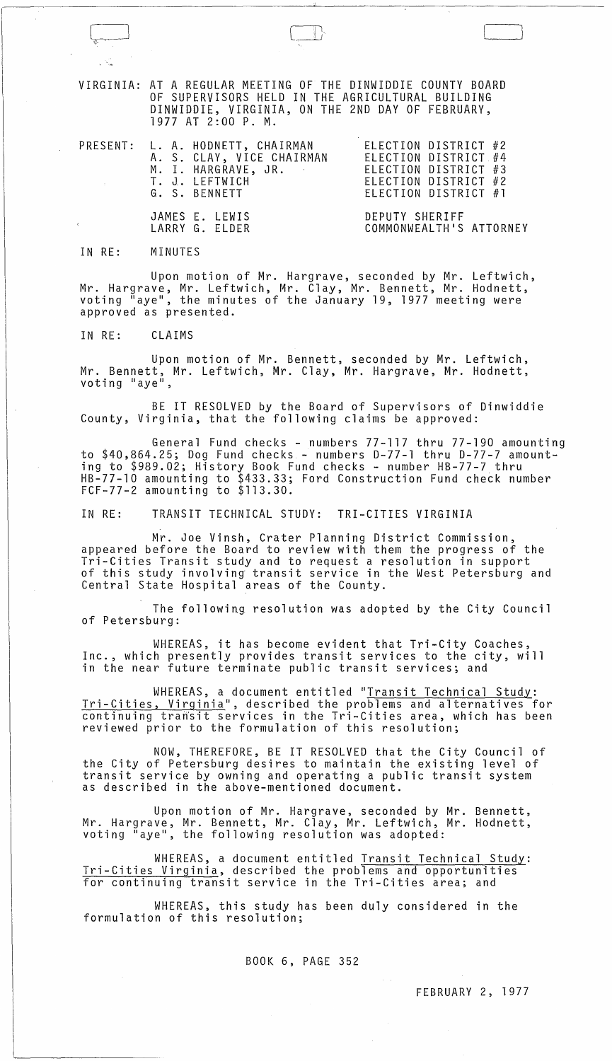VIRGINIA: AT A REGULAR MEETING OF THE DINWIDDIE COUNTY BOARD OF SUPERVISORS HELD IN THE AGRICULTURAL BUILDING DINWIDDIE, VIRGINIA, ON THE 2ND DAY OF FEBRUARY, 1977 AT 2:00 P. M.

| PRESENT: | | |
|---|---|---|
| | L. A. HODNETT, CHAIRMAN | ELECTION DISTRICT #2 |
| | A. S. CLAY, VICE CHAIRMAN | ELECTION DISTRICT #4 |
| | M. I. HARGRAVE, JR. | ELECTION DISTRICT #3 |
| | T. J. LEFTWICH | ELECTION DISTRICT #2 |
| | G. S. BENNETT | ELECTION DISTRICT #1 |
| | JAMES E. LEWIS | DEPUTY SHERIFF |
| | LARRY G. ELDER | COMMONWEALTH'S ATTORNEY |

IN RE: MINUTES

Upon motion of Mr. Hargrave, seconded by Mr. Leftwich, Mr. Hargrave, Mr. Leftwich, Mr. Clay, Mr. Bennett, Mr. Hodnett, voting "aye", the minutes of the January 19, 1977 meeting were approved as presented.

IN RE: CLAIMS

Upon motion of Mr. Bennett, seconded by Mr. Leftwich, Mr. Bennett, Mr. Leftwich, Mr. Clay, Mr. Hargrave, Mr. Hodnett, voting "aye",

BE IT RESOLVED by the Board of Supervisors of Dinwiddie County, Virginia, that the following claims be approved:

General Fund checks - numbers 77-117 thru 77-190 amounting to $40,864.25; Dog Fund checks - numbers D-77-1 thru D-77-7 amounting to $989.02; History Book Fund checks - number HB-77-7 thru HB-77-10 amounting to $433.33; Ford Construction Fund check number FCF-77-2 amounting to $113.30.

IN RE: TRANSIT TECHNICAL STUDY: TRI-CITIES VIRGINIA

Mr. Joe Vinsh, Crater Planning District Commission, appeared before the Board to review with them the progress of the Tri-Cities Transit study and to request a resolution in support of this study involving transit service in the West Petersburg and Central State Hospital areas of the County.

The following resolution was adopted by the City Council of Petersburg:

WHEREAS, it has become evident that Tri-City Coaches, Inc., which presently provides transit services to the city, will in the near future terminate public transit services; and

WHEREAS, a document entitled "Transit Technical Study: Tri-Cities, Virginia", described the problems and alternatives for continuing transit services in the Tri-Cities area, which has been reviewed prior to the formulation of this resolution;

NOW, THEREFORE, BE IT RESOLVED that the City Council of the City of Petersburg desires to maintain the existing level of transit service by owning and operating a public transit system as described in the above-mentioned document.

Upon motion of Mr. Hargrave, seconded by Mr. Bennett, Mr. Hargrave, Mr. Bennett, Mr. Clay, Mr. Leftwich, Mr. Hodnett, voting "aye", the following resolution was adopted:

WHEREAS, a document entitled Transit Technical Study: Tri-Cities Virginia, described the problems and opportunities for continuing transit service in the Tri-Cities area; and

WHEREAS, this study has been duly considered in the formulation of this resolution;

BOOK 6, PAGE 352

FEBRUARY 2, 1977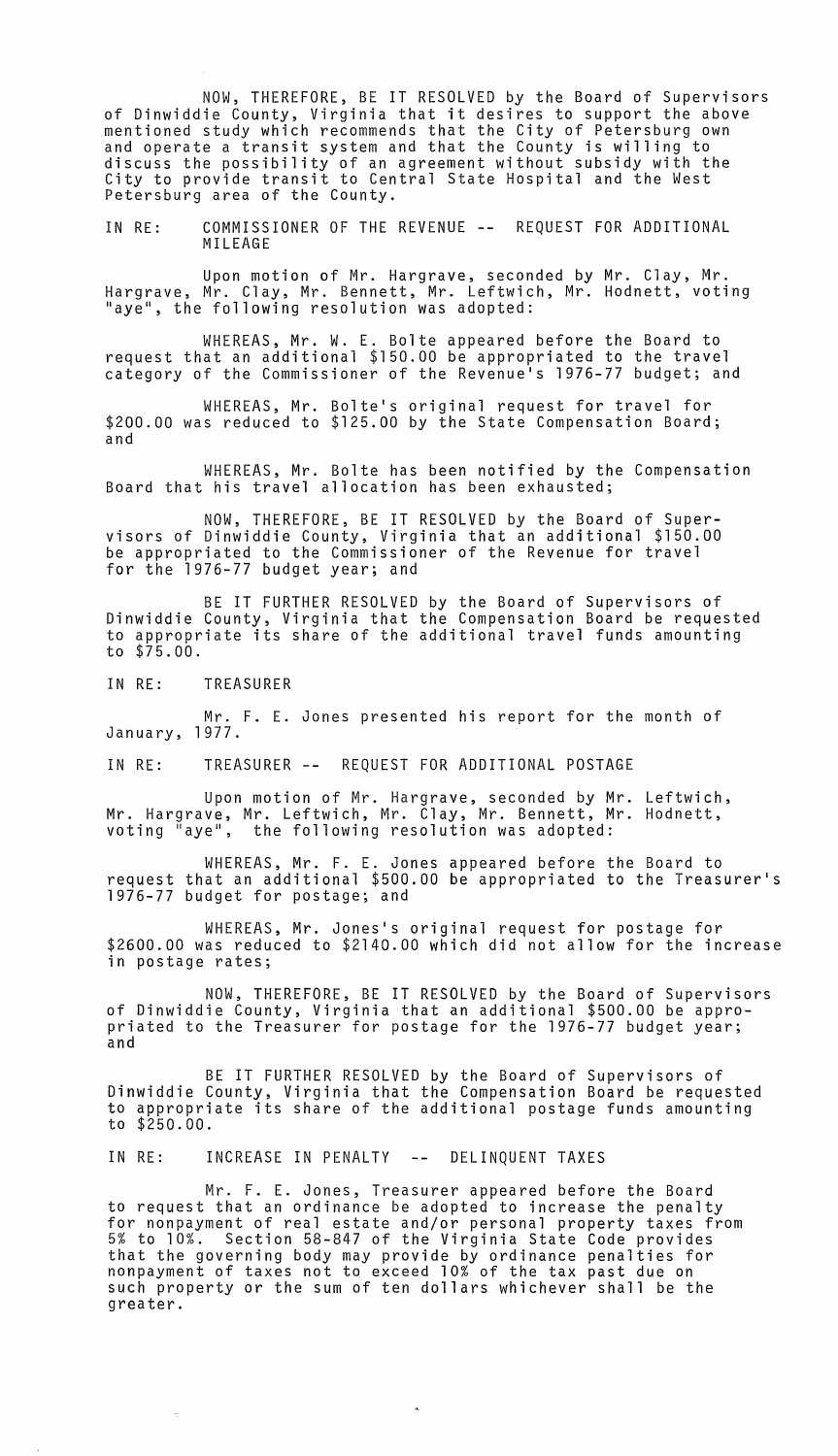NOW, THEREFORE, BE IT RESOLVED by the Board of Supervisors of Dinwiddie County, Virginia that it desires to support the above mentioned study which recommends that the City of Petersburg own and operate a transit system and that the County is willing to discuss the possibility of an agreement without subsidy with the City to provide transit to Central State Hospital and the West Petersburg area of the County.

IN RE: COMMISSIONER OF THE REVENUE -- REQUEST FOR ADDITIONAL MILEAGE

Upon motion of Mr. Hargrave, seconded by Mr. Clay, Mr. Hargrave, Mr. Clay, Mr. Bennett, Mr. Leftwich, Mr. Hodnett, voting "aye", the following resolution was adopted:

WHEREAS, Mr. W. E. Bolte appeared before the Board to request that an additional $150.00 be appropriated to the travel category of the Commissioner of the Revenue's 1976-77 budget; and

WHEREAS, Mr. Bolte's original request for travel for $200.00 was reduced to $125.00 by the State Compensation Board; and

WHEREAS, Mr. Bolte has been notified by the Compensation Board that his travel allocation has been exhausted;

NOW, THEREFORE, BE IT RESOLVED by the Board of Supervisors of Dinwiddie County, Virginia that an additional $150.00 be appropriated to the Commissioner of the Revenue for travel for the 1976-77 budget year; and

BE IT FURTHER RESOLVED by the Board of Supervisors of Dinwiddie County, Virginia that the Compensation Board be requested to appropriate its share of the additional travel funds amounting to $75.00.

IN RE: TREASURER

Mr. F. E. Jones presented his report for the month of January, 1977.

IN RE: TREASURER -- REQUEST FOR ADDITIONAL POSTAGE

Upon motion of Mr. Hargrave, seconded by Mr. Leftwich, Mr. Hargrave, Mr. Leftwich, Mr. Clay, Mr. Bennett, Mr. Hodnett, voting "aye", the following resolution was adopted:

WHEREAS, Mr. F. E. Jones appeared before the Board to request that an additional $500.00 be appropriated to the Treasurer's 1976-77 budget for postage; and

WHEREAS, Mr. Jones's original request for postage for $2600.00 was reduced to $2140.00 which did not allow for the increase in postage rates;

NOW, THEREFORE, BE IT RESOLVED by the Board of Supervisors of Dinwiddie County, Virginia that an additional $500.00 be appropriated to the Treasurer for postage for the 1976-77 budget year; and

BE IT FURTHER RESOLVED by the Board of Supervisors of Dinwiddie County, Virginia that the Compensation Board be requested to appropriate its share of the additional postage funds amounting to $250.00.

IN RE: INCREASE IN PENALTY -- DELINQUENT TAXES

Mr. F. E. Jones, Treasurer appeared before the Board to request that an ordinance be adopted to increase the penalty for nonpayment of real estate and/or personal property taxes from 5% to 10%. Section 58-847 of the Virginia State Code provides that the governing body may provide by ordinance penalties for nonpayment of taxes not to exceed 10% of the tax past due on such property or the sum of ten dollars whichever shall be the greater.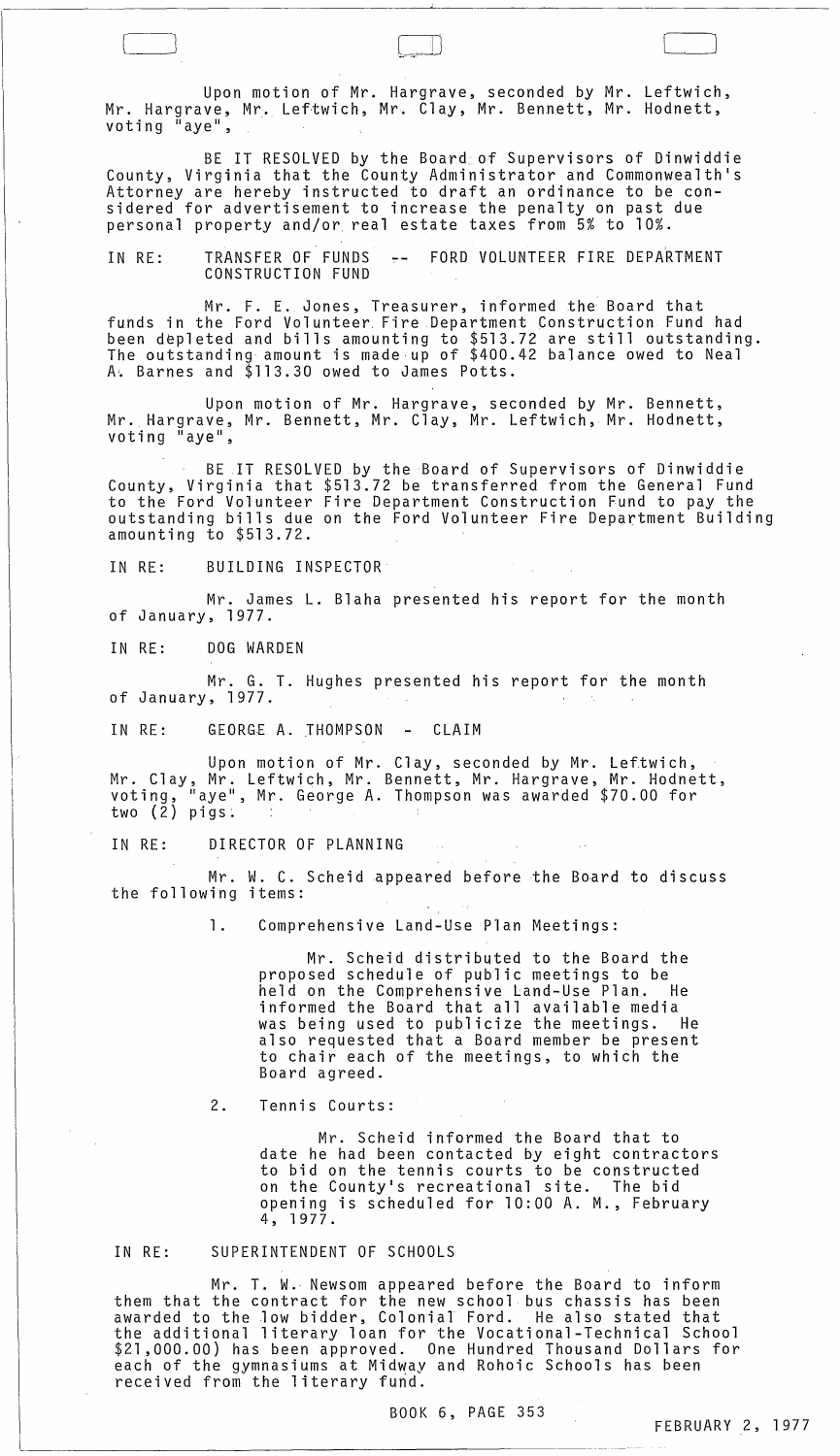Upon motion of Mr. Hargrave, seconded by Mr. Leftwich, Mr. Hargrave, Mr. Leftwich, Mr. Clay, Mr. Bennett, Mr. Hodnett, voting "aye",

BE IT RESOLVED by the Board of Supervisors of Dinwiddie County, Virginia that the County Administrator and Commonwealth's Attorney are hereby instructed to draft an ordinance to be considered for advertisement to increase the penalty on past due personal property and/or real estate taxes from 5% to 10%.

IN RE: TRANSFER OF FUNDS -- FORD VOLUNTEER FIRE DEPARTMENT CONSTRUCTION FUND

Mr. F. E. Jones, Treasurer, informed the Board that funds in the Ford Volunteer Fire Department Construction Fund had been depleted and bills amounting to $513.72 are still outstanding. The outstanding amount is made up of $400.42 balance owed to Neal A. Barnes and $113.30 owed to James Potts.

Upon motion of Mr. Hargrave, seconded by Mr. Bennett, Mr. Hargrave, Mr. Bennett, Mr. Clay, Mr. Leftwich, Mr. Hodnett, voting "aye",

BE IT RESOLVED by the Board of Supervisors of Dinwiddie County, Virginia that $513.72 be transferred from the General Fund to the Ford Volunteer Fire Department Construction Fund to pay the outstanding bills due on the Ford Volunteer Fire Department Building amounting to $513.72.

IN RE: BUILDING INSPECTOR

Mr. James L. Blaha presented his report for the month of January, 1977.

IN RE: DOG WARDEN

Mr. G. T. Hughes presented his report for the month of January, 1977.

IN RE: GEORGE A. THOMPSON - CLAIM

Upon motion of Mr. Clay, seconded by Mr. Leftwich, Mr. Clay, Mr. Leftwich, Mr. Bennett, Mr. Hargrave, Mr. Hodnett, voting, "aye", Mr. George A. Thompson was awarded $70.00 for two (2) pigs.

IN RE: DIRECTOR OF PLANNING

Mr. W. C. Scheid appeared before the Board to discuss the following items:

1. Comprehensive Land-Use Plan Meetings:

   Mr. Scheid distributed to the Board the proposed schedule of public meetings to be held on the Comprehensive Land-Use Plan. He informed the Board that all available media was being used to publicize the meetings. He also requested that a Board member be present to chair each of the meetings, to which the Board agreed.

2. Tennis Courts:

   Mr. Scheid informed the Board that to date he had been contacted by eight contractors to bid on the tennis courts to be constructed on the County's recreational site. The bid opening is scheduled for 10:00 A. M., February 4, 1977.

IN RE: SUPERINTENDENT OF SCHOOLS

Mr. T. W. Newsom appeared before the Board to inform them that the contract for the new school bus chassis has been awarded to the low bidder, Colonial Ford. He also stated that the additional literary loan for the Vocational-Technical School $21,000.00) has been approved. One Hundred Thousand Dollars for each of the gymnasiums at Midway and Rohoic Schools has been received from the literary fund.

BOOK 6, PAGE 353

FEBRUARY 2, 1977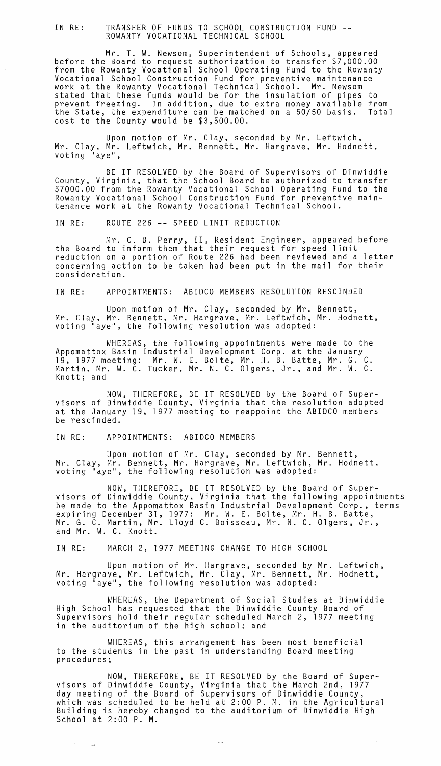IN RE: TRANSFER OF FUNDS TO SCHOOL CONSTRUCTION FUND -- ROWANTY VOCATIONAL TECHNICAL SCHOOL

Mr. T. W. Newsom, Superintendent of Schools, appeared before the Board to request authorization to transfer $7,000.00 from the Rowanty Vocational School Operating Fund to the Rowanty Vocational School Construction Fund for preventive maintenance work at the Rowanty Vocational Technical School. Mr. Newsom stated that these funds would be for the insulation of pipes to prevent freezing. In addition, due to extra money available from the State, the expenditure can be matched on a 50/50 basis. Total cost to the County would be $3,500.00.

Upon motion of Mr. Clay, seconded by Mr. Leftwich, Mr. Clay, Mr. Leftwich, Mr. Bennett, Mr. Hargrave, Mr. Hodnett, voting "aye",

BE IT RESOLVED by the Board of Supervisors of Dinwiddie County, Virginia, that the School Board be authorized to transfer $7000.00 from the Rowanty Vocational School Operating Fund to the Rowanty Vocational School Construction Fund for preventive maintenance work at the Rowanty Vocational Technical School.

IN RE: ROUTE 226 -- SPEED LIMIT REDUCTION

Mr. C. B. Perry, II, Resident Engineer, appeared before the Board to inform them that their request for speed limit reduction on a portion of Route 226 had been reviewed and a letter concerning action to be taken had been put in the mail for their consideration.

IN RE: APPOINTMENTS: ABIDCO MEMBERS RESOLUTION RESCINDED

Upon motion of Mr. Clay, seconded by Mr. Bennett, Mr. Clay, Mr. Bennett, Mr. Hargrave, Mr. Leftwich, Mr. Hodnett, voting "aye", the following resolution was adopted:

WHEREAS, the following appointments were made to the Appomattox Basin Industrial Development Corp. at the January 19, 1977 meeting: Mr. W. E. Bolte, Mr. H. B. Batte, Mr. G. C. Martin, Mr. W. C. Tucker, Mr. N. C. Olgers, Jr., and Mr. W. C. Knott; and

NOW, THEREFORE, BE IT RESOLVED by the Board of Supervisors of Dinwiddie County, Virginia that the resolution adopted at the January 19, 1977 meeting to reappoint the ABIDCO members be rescinded.

IN RE: APPOINTMENTS: ABIDCO MEMBERS

Upon motion of Mr. Clay, seconded by Mr. Bennett, Mr. Clay, Mr. Bennett, Mr. Hargrave, Mr. Leftwich, Mr. Hodnett, voting "aye", the following resolution was adopted:

NOW, THEREFORE, BE IT RESOLVED by the Board of Supervisors of Dinwiddie County, Virginia that the following appointments be made to the Appomattox Basin Industrial Development Corp., terms expiring December 31, 1977: Mr. W. E. Bolte, Mr. H. B. Batte, Mr. G. C. Martin, Mr. Lloyd C. Boisseau, Mr. N. C. Olgers, Jr., and Mr. W. C. Knott.

IN RE: MARCH 2, 1977 MEETING CHANGE TO HIGH SCHOOL

Upon motion of Mr. Hargrave, seconded by Mr. Leftwich, Mr. Hargrave, Mr. Leftwich, Mr. Clay, Mr. Bennett, Mr. Hodnett, voting "aye", the following resolution was adopted:

WHEREAS, the Department of Social Studies at Dinwiddie High School has requested that the Dinwiddie County Board of Supervisors hold their regular scheduled March 2, 1977 meeting in the auditorium of the high school; and

WHEREAS, this arrangement has been most beneficial to the students in the past in understanding Board meeting procedures;

NOW, THEREFORE, BE IT RESOLVED by the Board of Supervisors of Dinwiddie County, Virginia that the March 2nd, 1977 day meeting of the Board of Supervisors of Dinwiddie County, which was scheduled to be held at 2:00 P. M. in the Agricultural Building is hereby changed to the auditorium of Dinwiddie High School at 2:00 P. M.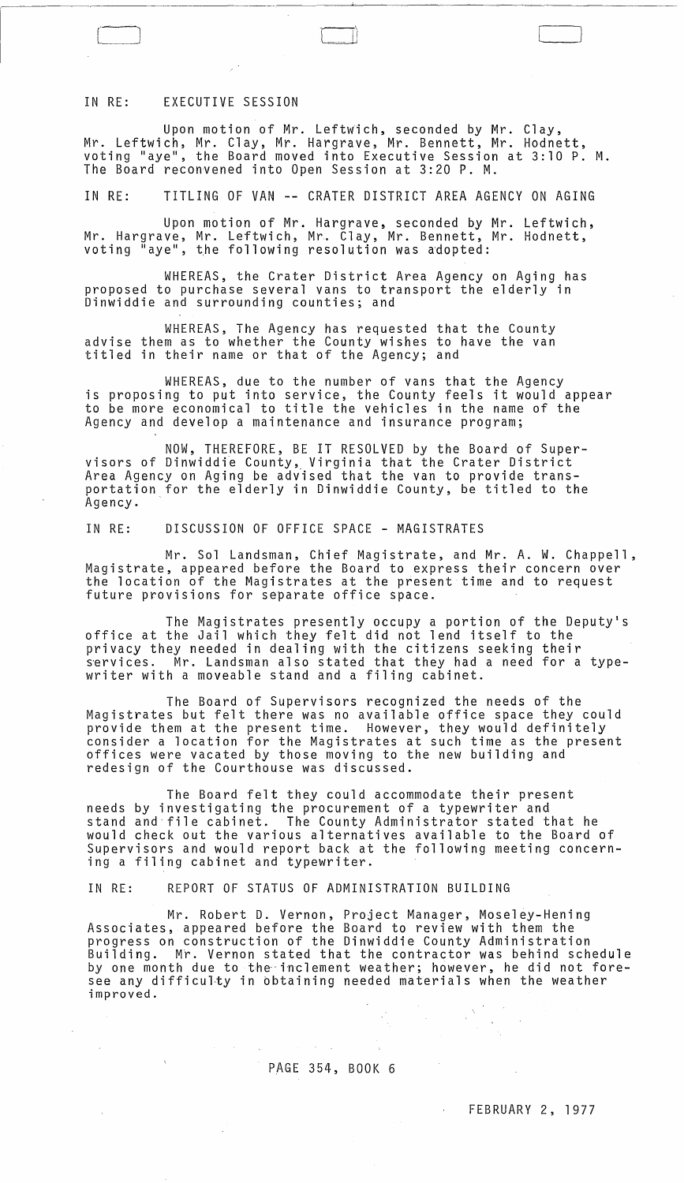IN RE: EXECUTIVE SESSION

Upon motion of Mr. Leftwich, seconded by Mr. Clay, Mr. Leftwich, Mr. Clay, Mr. Hargrave, Mr. Bennett, Mr. Hodnett, voting "aye", the Board moved into Executive Session at 3:10 P. M. The Board reconvened into Open Session at 3:20 P. M.

IN RE: TITLING OF VAN -- CRATER DISTRICT AREA AGENCY ON AGING

Upon motion of Mr. Hargrave, seconded by Mr. Leftwich, Mr. Hargrave, Mr. Leftwich, Mr. Clay, Mr. Bennett, Mr. Hodnett, voting "aye", the following resolution was adopted:

WHEREAS, the Crater District Area Agency on Aging has proposed to purchase several vans to transport the elderly in Dinwiddie and surrounding counties; and

WHEREAS, The Agency has requested that the County advise them as to whether the County wishes to have the van titled in their name or that of the Agency; and

WHEREAS, due to the number of vans that the Agency is proposing to put into service, the County feels it would appear to be more economical to title the vehicles in the name of the Agency and develop a maintenance and insurance program;

NOW, THEREFORE, BE IT RESOLVED by the Board of Supervisors of Dinwiddie County, Virginia that the Crater District Area Agency on Aging be advised that the van to provide transportation for the elderly in Dinwiddie County, be titled to the Agency.

IN RE: DISCUSSION OF OFFICE SPACE - MAGISTRATES

Mr. Sol Landsman, Chief Magistrate, and Mr. A. W. Chappell, Magistrate, appeared before the Board to express their concern over the location of the Magistrates at the present time and to request future provisions for separate office space.

The Magistrates presently occupy a portion of the Deputy's office at the Jail which they felt did not lend itself to the privacy they needed in dealing with the citizens seeking their services. Mr. Landsman also stated that they had a need for a typewriter with a moveable stand and a filing cabinet.

The Board of Supervisors recognized the needs of the Magistrates but felt there was no available office space they could provide them at the present time. However, they would definitely consider a location for the Magistrates at such time as the present offices were vacated by those moving to the new building and redesign of the Courthouse was discussed.

The Board felt they could accommodate their present needs by investigating the procurement of a typewriter and stand and file cabinet. The County Administrator stated that he would check out the various alternatives available to the Board of Supervisors and would report back at the following meeting concerning a filing cabinet and typewriter.

IN RE: REPORT OF STATUS OF ADMINISTRATION BUILDING

Mr. Robert D. Vernon, Project Manager, Moseley-Hening Associates, appeared before the Board to review with them the progress on construction of the Dinwiddie County Administration Building. Mr. Vernon stated that the contractor was behind schedule by one month due to the inclement weather; however, he did not foresee any difficulty in obtaining needed materials when the weather improved.

PAGE 354, BOOK 6

FEBRUARY 2, 1977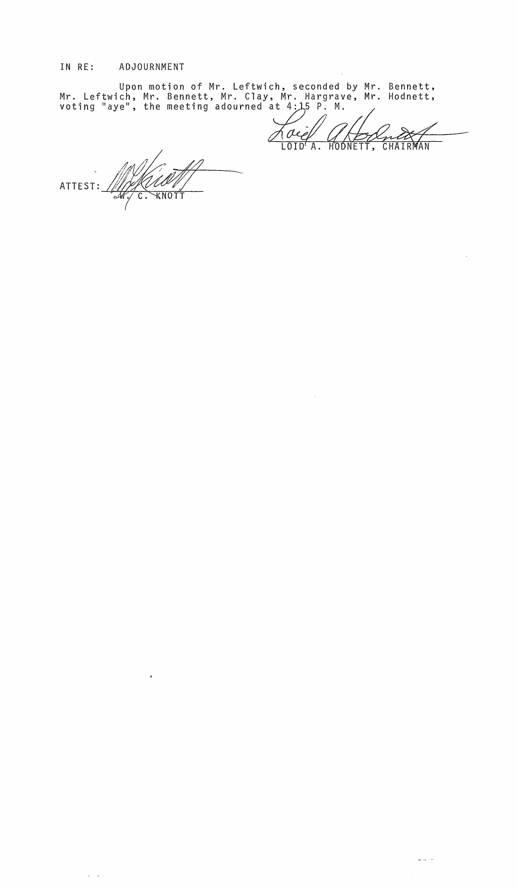IN RE: ADJOURNMENT

Upon motion of Mr. Leftwich, seconded by Mr. Bennett, Mr. Leftwich, Mr. Bennett, Mr. Clay, Mr. Hargrave, Mr. Hodnett, voting "aye", the meeting adourned at 4:15 P. M.

LOID A. HODNETT, CHAIRMAN

ATTEST: W. C. KNOTT